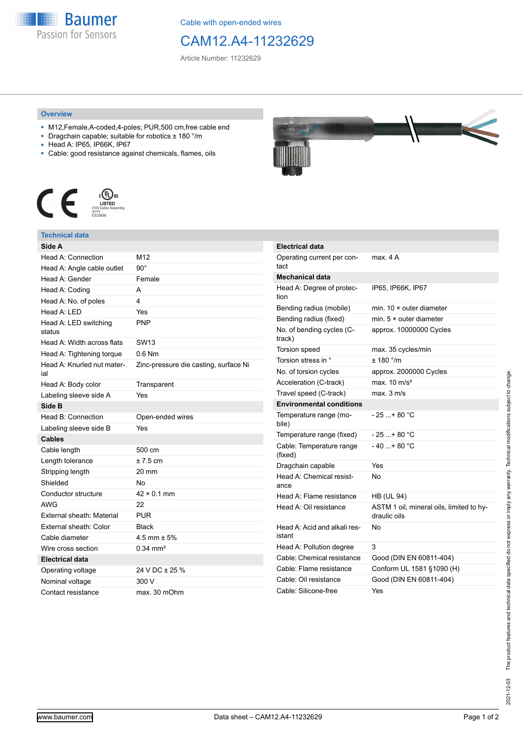Cable with open-ended wires

# CAM12.A4-11232629

Article Number: 11232629

## Overview

- M12,Female,A-coded,4-poles; PUR,500 cm,free cable end
- Dragchain capable; suitable for robotics ± 180 °/m
- Head A: IP65, IP66K, IP67
- Cable: good resistance against chemicals, flames, oils

## Technical data

| **Side A** | |
|---|---|
| Head A: Connection | M12 |
| Head A: Angle cable outlet | 90° |
| Head A: Gender | Female |
| Head A: Coding | A |
| Head A: No. of poles | 4 |
| Head A: LED | Yes |
| Head A: LED switching status | PNP |
| Head A: Width across flats | SW13 |
| Head A: Tightening torque | 0.6 Nm |
| Head A: Knurled nut material | Zinc-pressure die casting, surface Ni |
| Head A: Body color | Transparent |
| Labeling sleeve side A | Yes |
| **Side B** | |
| Head B: Connection | Open-ended wires |
| Labeling sleeve side B | Yes |
| **Cables** | |
| Cable length | 500 cm |
| Length tolerance | ± 7.5 cm |
| Stripping length | 20 mm |
| Shielded | No |
| Conductor structure | 42 × 0.1 mm |
| AWG | 22 |
| External sheath: Material | PUR |
| External sheath: Color | Black |
| Cable diameter | 4.5 mm ± 5% |
| Wire cross section | 0.34 mm² |
| **Electrical data** | |
| Operating voltage | 24 V DC ± 25 % |
| Nominal voltage | 300 V |
| Contact resistance | max. 30 mOhm |

| **Electrical data** | |
|---|---|
| Operating current per contact | max. 4 A |
| **Mechanical data** | |
| Head A: Degree of protection | IP65, IP66K, IP67 |
| Bending radius (mobile) | min. 10 × outer diameter |
| Bending radius (fixed) | min. 5 × outer diameter |
| No. of bending cycles (C-track) | approx. 10000000 Cycles |
| Torsion speed | max. 35 cycles/min |
| Torsion stress in ° | ± 180 °/m |
| No. of torsion cycles | approx. 2000000 Cycles |
| Acceleration (C-track) | max. 10 m/s² |
| Travel speed (C-track) | max. 3 m/s |
| **Environmental conditions** | |
| Temperature range (mobile) | - 25 ...+ 80 °C |
| Temperature range (fixed) | - 25 ...+ 80 °C |
| Cable: Temperature range (fixed) | - 40 ...+ 80 °C |
| Dragchain capable | Yes |
| Head A: Chemical resistance | No |
| Head A: Flame resistance | HB (UL 94) |
| Head A: Oil resistance | ASTM 1 oil, mineral oils, limited to hydraulic oils |
| Head A: Acid and alkali resistant | No |
| Head A: Pollution degree | 3 |
| Cable: Chemical resistance | Good (DIN EN 60811-404) |
| Cable: Flame resistance | Conform UL 1581 §1090 (H) |
| Cable: Oil resistance | Good (DIN EN 60811-404) |
| Cable: Silicone-free | Yes |

The product features and technical data specified do not express or imply any warranty. Technical modifications subject to change.

2021-12-03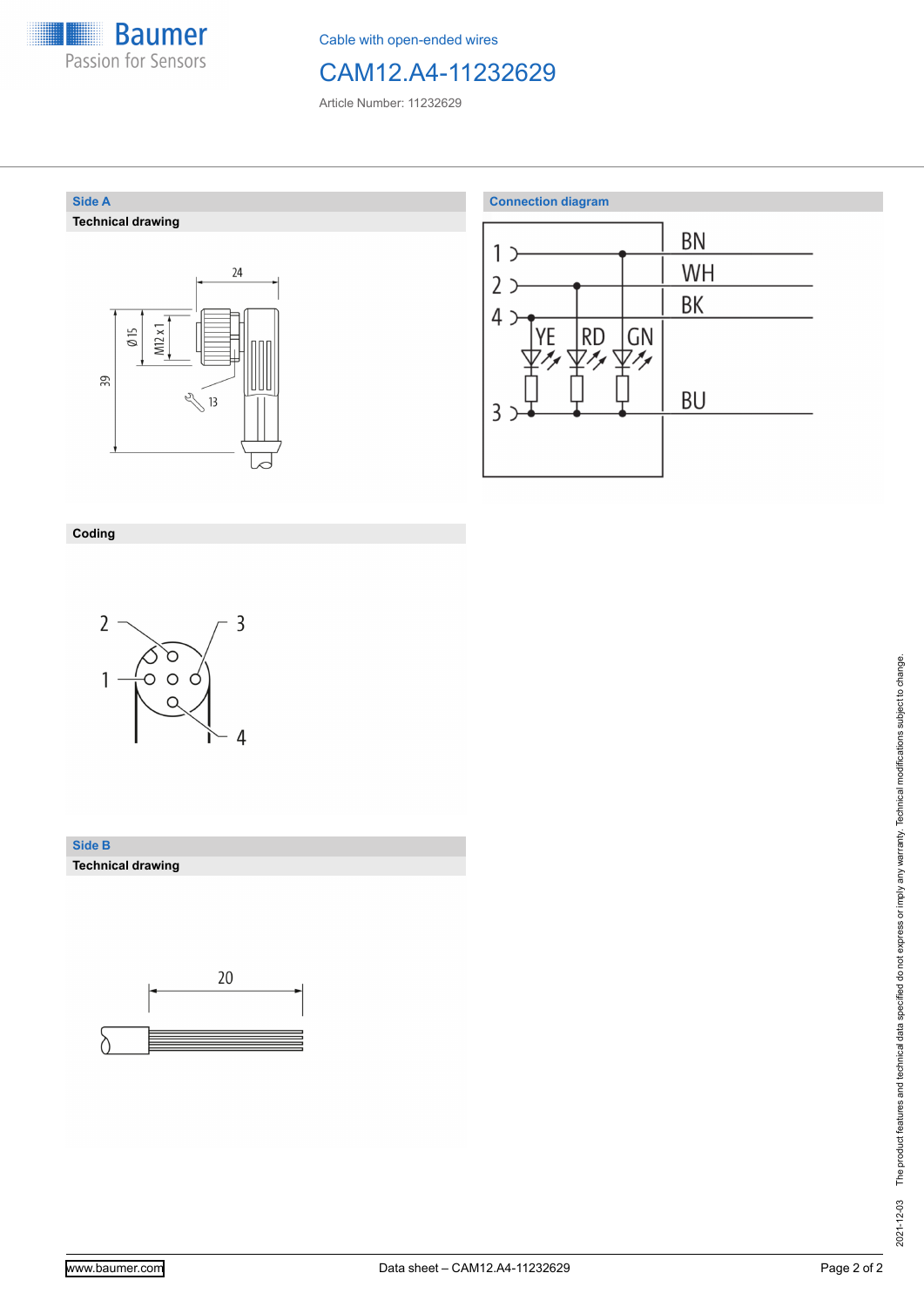Cable with open-ended wires

# CAM12.A4-11232629

Article Number: 11232629

## Side A

### Technical drawing

24

Ø15

M12 x 1

39

13

## Connection diagram

1

2

4

3

BN

WH

BK

BU

YE

RD

GN

### Coding

2

3

1

4

## Side B

### Technical drawing

20

2021-12-03 The product features and technical data specified do not express or imply any warranty. Technical modifications subject to change.

www.baumer.com

Data sheet – CAM12.A4-11232629